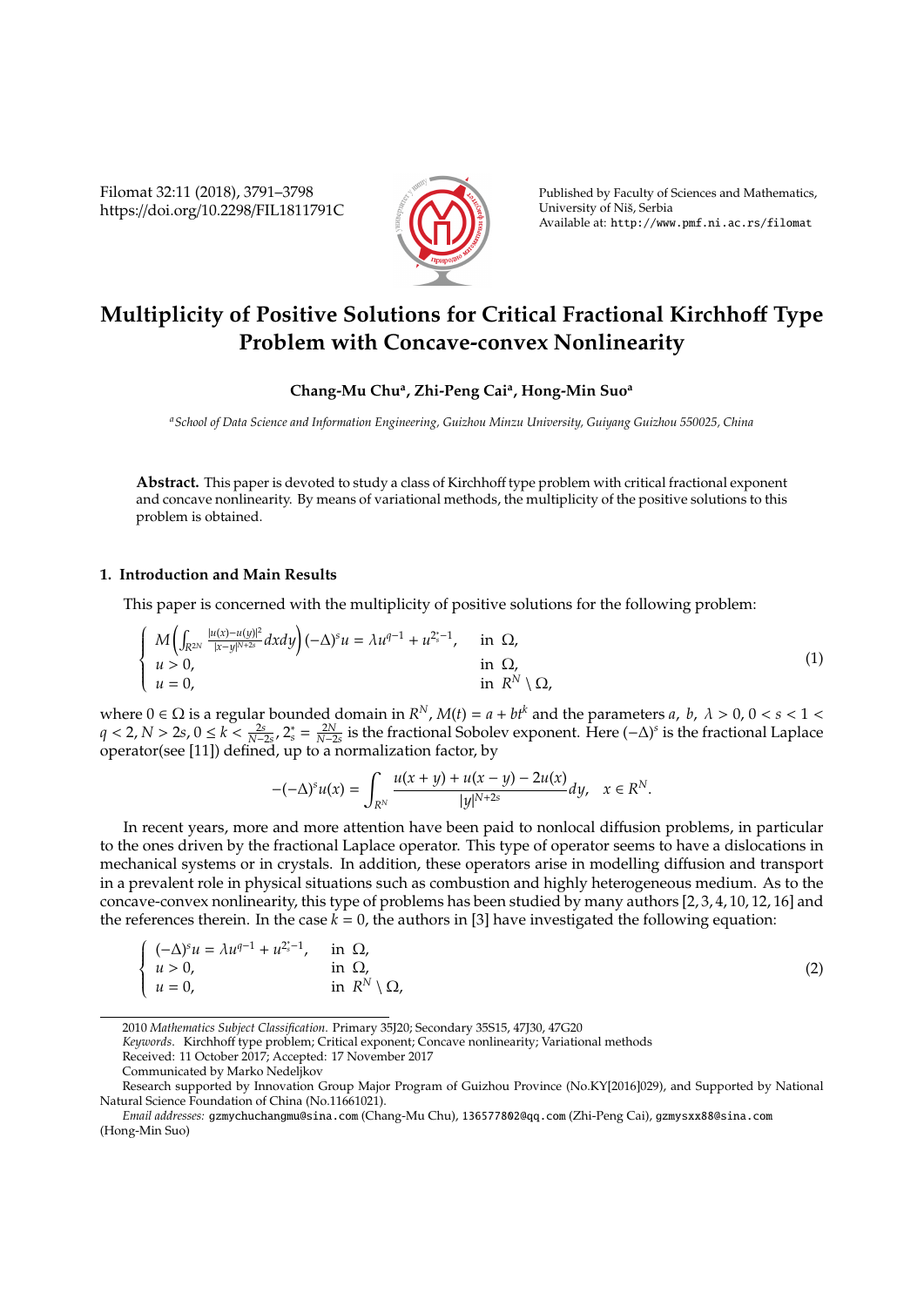# Multiplicity of Positive Solutions for Critical Fractional Kirchhoff Type Problem with Concave-convex Nonlinearity

**Chang-Mu Chu[a], Zhi-Peng Cai[a], Hong-Min Suo[a]**

[a] *School of Data Science and Information Engineering, Guizhou Minzu University, Guiyang Guizhou 550025, China*

**Abstract.** This paper is devoted to study a class of Kirchhoff type problem with critical fractional exponent and concave nonlinearity. By means of variational methods, the multiplicity of the positive solutions to this problem is obtained.

## 1. Introduction and Main Results

This paper is concerned with the multiplicity of positive solutions for the following problem:

$$\begin{cases} M\left(\int_{R^{2N}} \frac{|u(x)-u(y)|^2}{|x-y|^{N+2s}} dxdy\right) (-\Delta)^s u = \lambda u^{q-1} + u^{2_s^*-1}, & \text{in } \Omega, \\ u > 0, & \text{in } \Omega, \\ u = 0, & \text{in } R^N \setminus \Omega, \end{cases} \tag{1}$$

where $0 \in \Omega$ is a regular bounded domain in $R^N$, $M(t) = a + bt^k$ and the parameters $a,\ b,\ \lambda > 0$, $0 < s < 1 < q < 2$, $N > 2s$, $0 \le k < \frac{2s}{N-2s}$, $2_s^* = \frac{2N}{N-2s}$ is the fractional Sobolev exponent. Here $(-\Delta)^s$ is the fractional Laplace operator(see [11]) defined, up to a normalization factor, by

$$-(-\Delta)^s u(x) = \int_{R^N} \frac{u(x+y) + u(x-y) - 2u(x)}{|y|^{N+2s}} dy, \quad x \in R^N.$$

In recent years, more and more attention have been paid to nonlocal diffusion problems, in particular to the ones driven by the fractional Laplace operator. This type of operator seems to have a dislocations in mechanical systems or in crystals. In addition, these operators arise in modelling diffusion and transport in a prevalent role in physical situations such as combustion and highly heterogeneous medium. As to the concave-convex nonlinearity, this type of problems has been studied by many authors [2, 3, 4, 10, 12, 16] and the references therein. In the case $k = 0$, the authors in [3] have investigated the following equation:

$$\begin{cases} (-\Delta)^s u = \lambda u^{q-1} + u^{2_s^*-1}, & \text{in } \Omega, \\ u > 0, & \text{in } \Omega, \\ u = 0, & \text{in } R^N \setminus \Omega, \end{cases} \tag{2}$$

2010 *Mathematics Subject Classification*. Primary 35J20; Secondary 35S15, 47J30, 47G20

*Keywords*. Kirchhoff type problem; Critical exponent; Concave nonlinearity; Variational methods

Received: 11 October 2017; Accepted: 17 November 2017

Communicated by Marko Nedeljkov

Research supported by Innovation Group Major Program of Guizhou Province (No.KY[2016]029), and Supported by National Natural Science Foundation of China (No.11661021).

*Email addresses:* gzmychuchangmu@sina.com (Chang-Mu Chu), 136577802@qq.com (Zhi-Peng Cai), gzmysxx88@sina.com (Hong-Min Suo)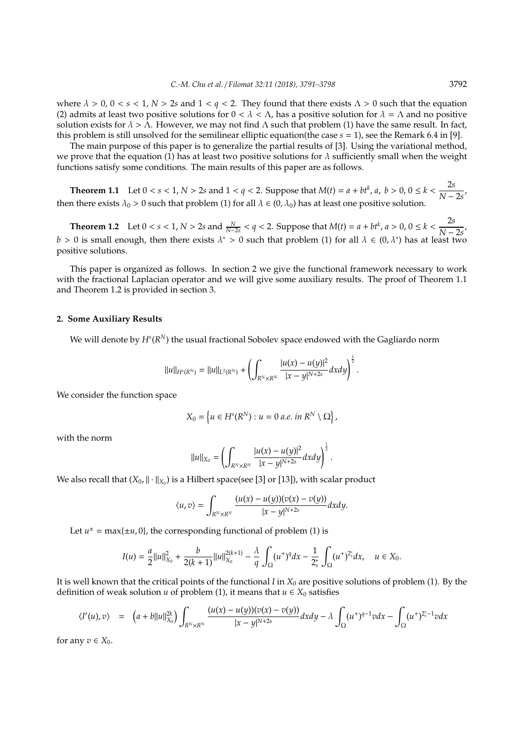where $\lambda > 0$, $0 < s < 1$, $N > 2s$ and $1 < q < 2$. They found that there exists $\Lambda > 0$ such that the equation (2) admits at least two positive solutions for $0 < \lambda < \Lambda$, has a positive solution for $\lambda = \Lambda$ and no positive solution exists for $\lambda > \Lambda$. However, we may not find $\Lambda$ such that problem (1) have the same result. In fact, this problem is still unsolved for the semilinear elliptic equation(the case $s = 1$), see the Remark 6.4 in [9].

The main purpose of this paper is to generalize the partial results of [3]. Using the variational method, we prove that the equation (1) has at least two positive solutions for $\lambda$ sufficiently small when the weight functions satisfy some conditions. The main results of this paper are as follows.

**Theorem 1.1** Let $0 < s < 1$, $N > 2s$ and $1 < q < 2$. Suppose that $M(t) = a + bt^k$, $a$, $b > 0$, $0 \leq k < \dfrac{2s}{N-2s}$, then there exists $\lambda_0 > 0$ such that problem (1) for all $\lambda \in (0, \lambda_0)$ has at least one positive solution.

**Theorem 1.2** Let $0 < s < 1$, $N > 2s$ and $\frac{N}{N-2s} < q < 2$. Suppose that $M(t) = a + bt^k$, $a > 0$, $0 \leq k < \dfrac{2s}{N-2s}$, $b > 0$ is small enough, then there exists $\lambda^* > 0$ such that problem (1) for all $\lambda \in (0, \lambda^*)$ has at least two positive solutions.

This paper is organized as follows. In section 2 we give the functional framework necessary to work with the fractional Laplacian operator and we will give some auxiliary results. The proof of Theorem 1.1 and Theorem 1.2 is provided in section 3.

## 2. Some Auxiliary Results

We will denote by $H^s(R^N)$ the usual fractional Sobolev space endowed with the Gagliardo norm

$$\|u\|_{H^s(R^N)} = \|u\|_{L^2(R^N)} + \left( \int_{R^N \times R^N} \frac{|u(x) - u(y)|^2}{|x-y|^{N+2s}} dxdy \right)^{\frac{1}{2}}.$$

We consider the function space

$$X_0 = \left\{ u \in H^s(R^N) : u = 0 \; a.e. \; in \; R^N \setminus \Omega \right\},$$

with the norm

$$\|u\|_{X_0} = \left( \int_{R^N \times R^N} \frac{|u(x) - u(y)|^2}{|x-y|^{N+2s}} dxdy \right)^{\frac{1}{2}}.$$

We also recall that $(X_0, \|\cdot\|_{X_0})$ is a Hilbert space(see [3] or [13]), with scalar product

$$\langle u, v \rangle = \int_{R^N \times R^N} \frac{(u(x) - u(y))(v(x) - v(y))}{|x-y|^{N+2s}} dxdy.$$

Let $u^{\pm} = \max\{\pm u, 0\}$, the corresponding functional of problem (1) is

$$I(u) = \frac{a}{2}\|u\|_{X_0}^2 + \frac{b}{2(k+1)}\|u\|_{X_0}^{2(k+1)} - \frac{\lambda}{q}\int_{\Omega}(u^+)^q dx - \frac{1}{2_s^*}\int_{\Omega}(u^+)^{2_s^*}dx, \quad u \in X_0.$$

It is well known that the critical points of the functional $I$ in $X_0$ are positive solutions of problem (1). By the definition of weak solution $u$ of problem (1), it means that $u \in X_0$ satisfies

$$\langle I'(u), v \rangle \;\; = \;\; \left(a + b\|u\|_{X_0}^{2k}\right) \int_{R^N \times R^N} \frac{(u(x) - u(y))(v(x) - v(y))}{|x-y|^{N+2s}} dxdy - \lambda \int_{\Omega} (u^+)^{q-1} v dx - \int_{\Omega} (u^+)^{2_s^*-1} v dx$$

for any $v \in X_0$.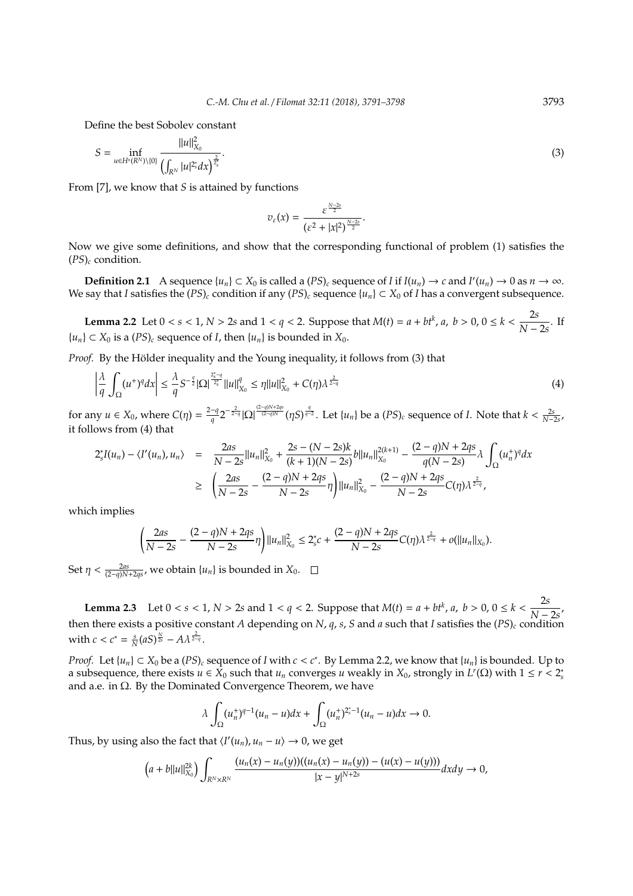Define the best Sobolev constant

$$S = \inf_{u \in H^s(R^N)\setminus\{0\}} \frac{\|u\|^2_{X_0}}{\left(\int_{R^N} |u|^{2^*_s} dx\right)^{\frac{2}{2^*_s}}}. \tag{3}$$

From [7], we know that $S$ is attained by functions

$$v_\varepsilon(x) = \frac{\varepsilon^{\frac{N-2s}{2}}}{(\varepsilon^2 + |x|^2)^{\frac{N-2s}{2}}}.$$

Now we give some definitions, and show that the corresponding functional of problem (1) satisfies the $(PS)_c$ condition.

**Definition 2.1** A sequence $\{u_n\} \subset X_0$ is called a $(PS)_c$ sequence of $I$ if $I(u_n) \to c$ and $I'(u_n) \to 0$ as $n \to \infty$. We say that $I$ satisfies the $(PS)_c$ condition if any $(PS)_c$ sequence $\{u_n\} \subset X_0$ of $I$ has a convergent subsequence.

**Lemma 2.2** Let $0 < s < 1$, $N > 2s$ and $1 < q < 2$. Suppose that $M(t) = a + bt^k$, $a,\ b > 0$, $0 \le k < \dfrac{2s}{N-2s}$. If $\{u_n\} \subset X_0$ is a $(PS)_c$ sequence of $I$, then $\{u_n\}$ is bounded in $X_0$.

*Proof.* By the Hölder inequality and the Young inequality, it follows from (3) that

$$\left|\frac{\lambda}{q}\int_\Omega (u^+)^q dx\right| \le \frac{\lambda}{q} S^{-\frac{q}{2}} |\Omega|^{\frac{2^*_s - q}{2^*_s}} \|u\|^q_{X_0} \le \eta\|u\|^2_{X_0} + C(\eta)\lambda^{\frac{2}{2-q}} \tag{4}$$

for any $u \in X_0$, where $C(\eta) = \frac{2-q}{q} 2^{-\frac{2}{2-q}} |\Omega|^{\frac{(2-q)N+2qs}{(2-q)N}} (\eta S)^{\frac{q}{q-2}}$. Let $\{u_n\}$ be a $(PS)_c$ sequence of $I$. Note that $k < \frac{2s}{N-2s}$, it follows from (4) that

$$\begin{aligned}
2^*_s I(u_n) - \langle I'(u_n), u_n\rangle &= \frac{2as}{N-2s}\|u_n\|^2_{X_0} + \frac{2s-(N-2s)k}{(k+1)(N-2s)} b\|u_n\|^{2(k+1)}_{X_0} - \frac{(2-q)N+2qs}{q(N-2s)}\lambda\int_\Omega (u_n^+)^q dx \\
&\ge \left(\frac{2as}{N-2s} - \frac{(2-q)N+2qs}{N-2s}\eta\right)\|u_n\|^2_{X_0} - \frac{(2-q)N+2qs}{N-2s} C(\eta)\lambda^{\frac{2}{2-q}},
\end{aligned}$$

which implies

$$\left(\frac{2as}{N-2s} - \frac{(2-q)N+2qs}{N-2s}\eta\right)\|u_n\|^2_{X_0} \le 2^*_s c + \frac{(2-q)N+2qs}{N-2s} C(\eta)\lambda^{\frac{2}{2-q}} + o(\|u_n\|_{X_0}).$$

Set $\eta < \frac{2as}{(2-q)N+2qs}$, we obtain $\{u_n\}$ is bounded in $X_0$. $\square$

**Lemma 2.3** Let $0 < s < 1$, $N > 2s$ and $1 < q < 2$. Suppose that $M(t) = a + bt^k$, $a,\ b > 0$, $0 \le k < \dfrac{2s}{N-2s}$, then there exists a positive constant $A$ depending on $N$, $q$, $s$, $S$ and $a$ such that $I$ satisfies the $(PS)_c$ condition with $c < c^* = \frac{s}{N}(aS)^{\frac{N}{2s}} - A\lambda^{\frac{2}{2-q}}$.

*Proof.* Let $\{u_n\} \subset X_0$ be a $(PS)_c$ sequence of $I$ with $c < c^*$. By Lemma 2.2, we know that $\{u_n\}$ is bounded. Up to a subsequence, there exists $u \in X_0$ such that $u_n$ converges $u$ weakly in $X_0$, strongly in $L^r(\Omega)$ with $1 \le r < 2^*_s$ and a.e. in $\Omega$. By the Dominated Convergence Theorem, we have

$$\lambda\int_\Omega (u_n^+)^{q-1}(u_n - u)dx + \int_\Omega (u_n^+)^{2^*_s - 1}(u_n - u)dx \to 0.$$

Thus, by using also the fact that $\langle I'(u_n), u_n - u\rangle \to 0$, we get

$$\left(a + b\|u\|^{2k}_{X_0}\right)\int_{R^N\times R^N} \frac{(u_n(x) - u_n(y))((u_n(x) - u_n(y)) - (u(x) - u(y)))}{|x-y|^{N+2s}} dxdy \to 0,$$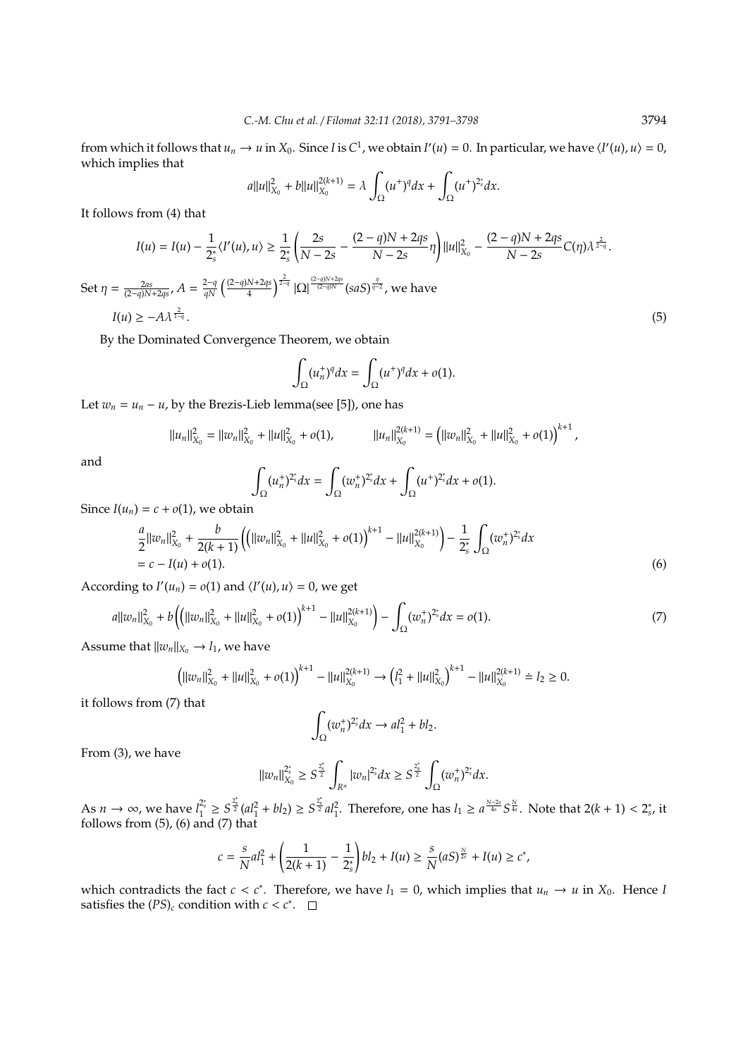from which it follows that $u_n \to u$ in $X_0$. Since $I$ is $C^1$, we obtain $I'(u) = 0$. In particular, we have $\langle I'(u), u\rangle = 0$, which implies that

$$a\|u\|_{X_0}^2 + b\|u\|_{X_0}^{2(k+1)} = \lambda \int_\Omega (u^+)^q dx + \int_\Omega (u^+)^{2_s^*} dx.$$

It follows from (4) that

$$I(u) = I(u) - \frac{1}{2_s^*}\langle I'(u), u\rangle \geq \frac{1}{2_s^*}\left(\frac{2s}{N-2s} - \frac{(2-q)N+2qs}{N-2s}\eta\right)\|u\|_{X_0}^2 - \frac{(2-q)N+2qs}{N-2s}C(\eta)\lambda^{\frac{2}{2-q}}.$$

Set $\eta = \frac{2as}{(2-q)N+2qs}$, $A = \frac{2-q}{qN}\left(\frac{(2-q)N+2qs}{4}\right)^{\frac{2}{2-q}}|\Omega|^{\frac{(2-q)N+2qs}{(2-q)N}}(saS)^{\frac{q}{q-2}}$, we have

$$I(u) \geq -A\lambda^{\frac{2}{1-q}}. \tag{5}$$

By the Dominated Convergence Theorem, we obtain

$$\int_\Omega (u_n^+)^q dx = \int_\Omega (u^+)^q dx + o(1).$$

Let $w_n = u_n - u$, by the Brezis-Lieb lemma(see [5]), one has

$$\|u_n\|_{X_0}^2 = \|w_n\|_{X_0}^2 + \|u\|_{X_0}^2 + o(1), \qquad \|u_n\|_{X_0}^{2(k+1)} = \left(\|w_n\|_{X_0}^2 + \|u\|_{X_0}^2 + o(1)\right)^{k+1},$$

and

$$\int_\Omega (u_n^+)^{2_s^*} dx = \int_\Omega (w_n^+)^{2_s^*} dx + \int_\Omega (u^+)^{2_s^*} dx + o(1).$$

Since $I(u_n) = c + o(1)$, we obtain

$$\begin{aligned}
&\frac{a}{2}\|w_n\|_{X_0}^2 + \frac{b}{2(k+1)}\left(\left(\|w_n\|_{X_0}^2 + \|u\|_{X_0}^2 + o(1)\right)^{k+1} - \|u\|_{X_0}^{2(k+1)}\right) - \frac{1}{2_s^*}\int_\Omega (w_n^+)^{2_s^*} dx \\
&= c - I(u) + o(1).
\end{aligned} \tag{6}$$

According to $I'(u_n) = o(1)$ and $\langle I'(u), u\rangle = 0$, we get

$$a\|w_n\|_{X_0}^2 + b\left(\left(\|w_n\|_{X_0}^2 + \|u\|_{X_0}^2 + o(1)\right)^{k+1} - \|u\|_{X_0}^{2(k+1)}\right) - \int_\Omega (w_n^+)^{2_s^*} dx = o(1). \tag{7}$$

Assume that $\|w_n\|_{X_0} \to l_1$, we have

$$\left(\|w_n\|_{X_0}^2 + \|u\|_{X_0}^2 + o(1)\right)^{k+1} - \|u\|_{X_0}^{2(k+1)} \to \left(l_1^2 + \|u\|_{X_0}^2\right)^{k+1} - \|u\|_{X_0}^{2(k+1)} \doteq l_2 \geq 0.$$

it follows from (7) that

$$\int_\Omega (w_n^+)^{2_s^*} dx \to al_1^2 + bl_2.$$

From (3), we have

$$\|w_n\|_{X_0}^{2_s^*} \geq S^{\frac{2_s^*}{2}}\int_{R^n} |w_n|^{2_s^*} dx \geq S^{\frac{2_s^*}{2}}\int_\Omega (w_n^+)^{2_s^*} dx.$$

As $n \to \infty$, we have $l_1^{2_s^*} \geq S^{\frac{2_s^*}{2}}(al_1^2 + bl_2) \geq S^{\frac{2_s^*}{2}} al_1^2$. Therefore, one has $l_1 \geq a^{\frac{N-2s}{4s}} S^{\frac{N}{4s}}$. Note that $2(k+1) < 2_s^*$, it follows from (5), (6) and (7) that

$$c = \frac{s}{N}al_1^2 + \left(\frac{1}{2(k+1)} - \frac{1}{2_s^*}\right)bl_2 + I(u) \geq \frac{s}{N}(aS)^{\frac{N}{2s}} + I(u) \geq c^*,$$

which contradicts the fact $c < c^*$. Therefore, we have $l_1 = 0$, which implies that $u_n \to u$ in $X_0$. Hence $I$ satisfies the $(PS)_c$ condition with $c < c^*$. $\square$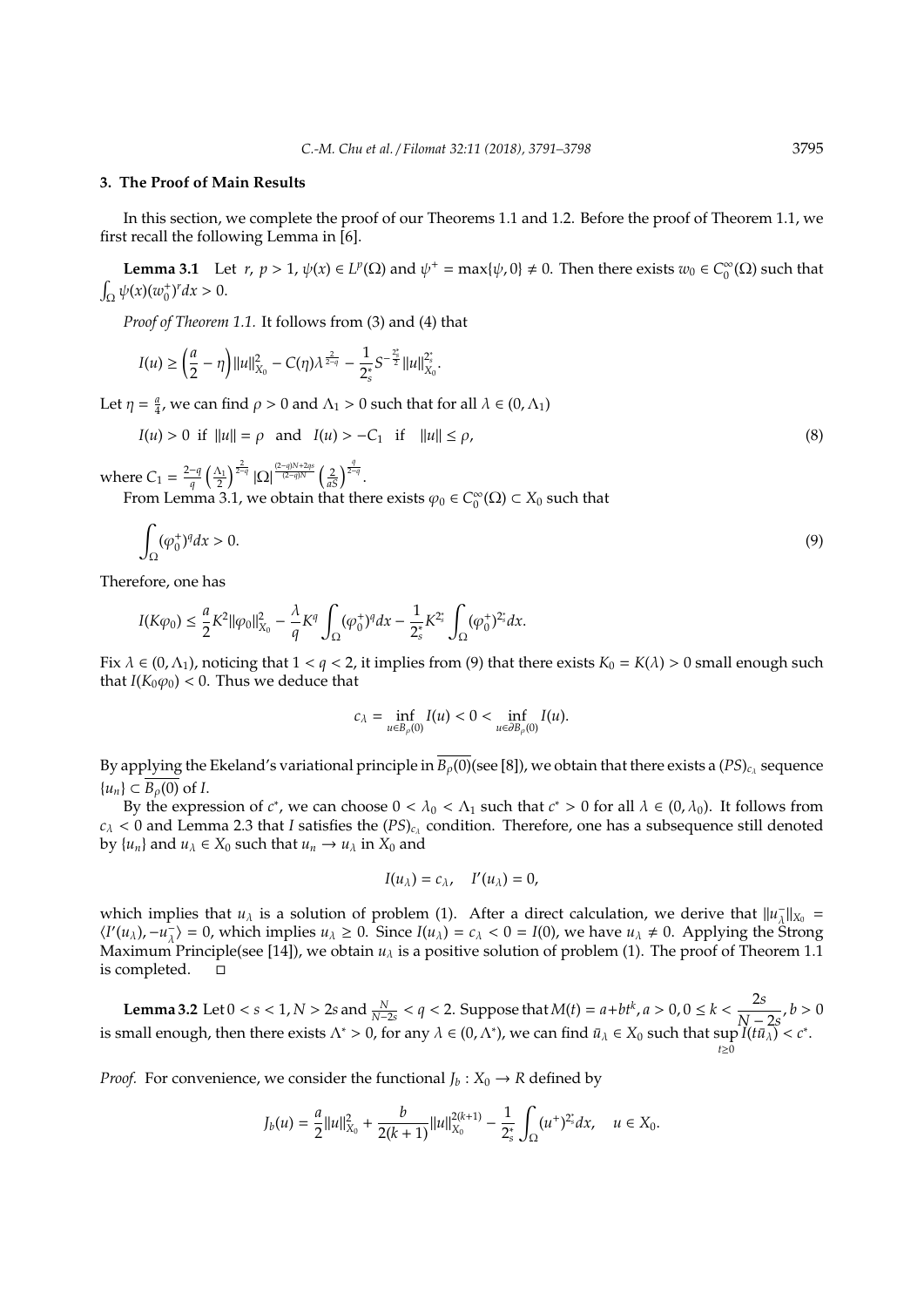## 3. The Proof of Main Results

In this section, we complete the proof of our Theorems 1.1 and 1.2. Before the proof of Theorem 1.1, we first recall the following Lemma in [6].

**Lemma 3.1** Let $r,\ p > 1$, $\psi(x) \in L^p(\Omega)$ and $\psi^+ = \max\{\psi, 0\} \neq 0$. Then there exists $w_0 \in C_0^\infty(\Omega)$ such that $\int_\Omega \psi(x)(w_0^+)^r dx > 0$.

*Proof of Theorem 1.1.* It follows from (3) and (4) that

$$I(u) \geq \left(\frac{a}{2} - \eta\right)\|u\|_{X_0}^2 - C(\eta)\lambda^{\frac{2}{2-q}} - \frac{1}{2_s^*}S^{-\frac{2_s^*}{2}}\|u\|_{X_0}^{2_s^*}.$$

Let $\eta = \frac{a}{4}$, we can find $\rho > 0$ and $\Lambda_1 > 0$ such that for all $\lambda \in (0, \Lambda_1)$

$$I(u) > 0 \ \text{ if } \ \|u\| = \rho \quad \text{and} \quad I(u) > -C_1 \quad \text{if} \quad \|u\| \leq \rho, \tag{8}$$

where $C_1 = \frac{2-q}{q}\left(\frac{\Lambda_1}{2}\right)^{\frac{2}{2-q}}|\Omega|^{\frac{(2-q)N+2qs}{(2-q)N}}\left(\frac{2}{aS}\right)^{\frac{q}{2-q}}$.

From Lemma 3.1, we obtain that there exists $\varphi_0 \in C_0^\infty(\Omega) \subset X_0$ such that

$$\int_\Omega (\varphi_0^+)^q dx > 0. \tag{9}$$

Therefore, one has

$$I(K\varphi_0) \leq \frac{a}{2}K^2\|\varphi_0\|_{X_0}^2 - \frac{\lambda}{q}K^q\int_\Omega (\varphi_0^+)^q dx - \frac{1}{2_s^*}K^{2_s^*}\int_\Omega (\varphi_0^+)^{2_s^*} dx.$$

Fix $\lambda \in (0, \Lambda_1)$, noticing that $1 < q < 2$, it implies from (9) that there exists $K_0 = K(\lambda) > 0$ small enough such that $I(K_0\varphi_0) < 0$. Thus we deduce that

$$c_\lambda = \inf_{u \in B_\rho(0)} I(u) < 0 < \inf_{u \in \partial B_\rho(0)} I(u).$$

By applying the Ekeland's variational principle in $\overline{B_\rho(0)}$(see [8]), we obtain that there exists a $(PS)_{c_\lambda}$ sequence $\{u_n\} \subset \overline{B_\rho(0)}$ of $I$.

By the expression of $c^*$, we can choose $0 < \lambda_0 < \Lambda_1$ such that $c^* > 0$ for all $\lambda \in (0, \lambda_0)$. It follows from $c_\lambda < 0$ and Lemma 2.3 that $I$ satisfies the $(PS)_{c_\lambda}$ condition. Therefore, one has a subsequence still denoted by $\{u_n\}$ and $u_\lambda \in X_0$ such that $u_n \to u_\lambda$ in $X_0$ and

$$I(u_\lambda) = c_\lambda, \quad I'(u_\lambda) = 0,$$

which implies that $u_\lambda$ is a solution of problem (1). After a direct calculation, we derive that $\|u_\lambda^-\|_{X_0} = \langle I'(u_\lambda), -u_\lambda^-\rangle = 0$, which implies $u_\lambda \geq 0$. Since $I(u_\lambda) = c_\lambda < 0 = I(0)$, we have $u_\lambda \neq 0$. Applying the Strong Maximum Principle(see [14]), we obtain $u_\lambda$ is a positive solution of problem (1). The proof of Theorem 1.1 is completed. $\square$

**Lemma 3.2** Let $0 < s < 1$, $N > 2s$ and $\frac{N}{N-2s} < q < 2$. Suppose that $M(t) = a + bt^k$, $a > 0$, $0 \leq k < \dfrac{2s}{N-2s}$, $b > 0$ is small enough, then there exists $\Lambda^* > 0$, for any $\lambda \in (0, \Lambda^*)$, we can find $\bar{u}_\lambda \in X_0$ such that $\sup_{t \geq 0} I(t\bar{u}_\lambda) < c^*$.

*Proof.* For convenience, we consider the functional $J_b : X_0 \to R$ defined by

$$J_b(u) = \frac{a}{2}\|u\|_{X_0}^2 + \frac{b}{2(k+1)}\|u\|_{X_0}^{2(k+1)} - \frac{1}{2_s^*}\int_\Omega (u^+)^{2_s^*} dx, \quad u \in X_0.$$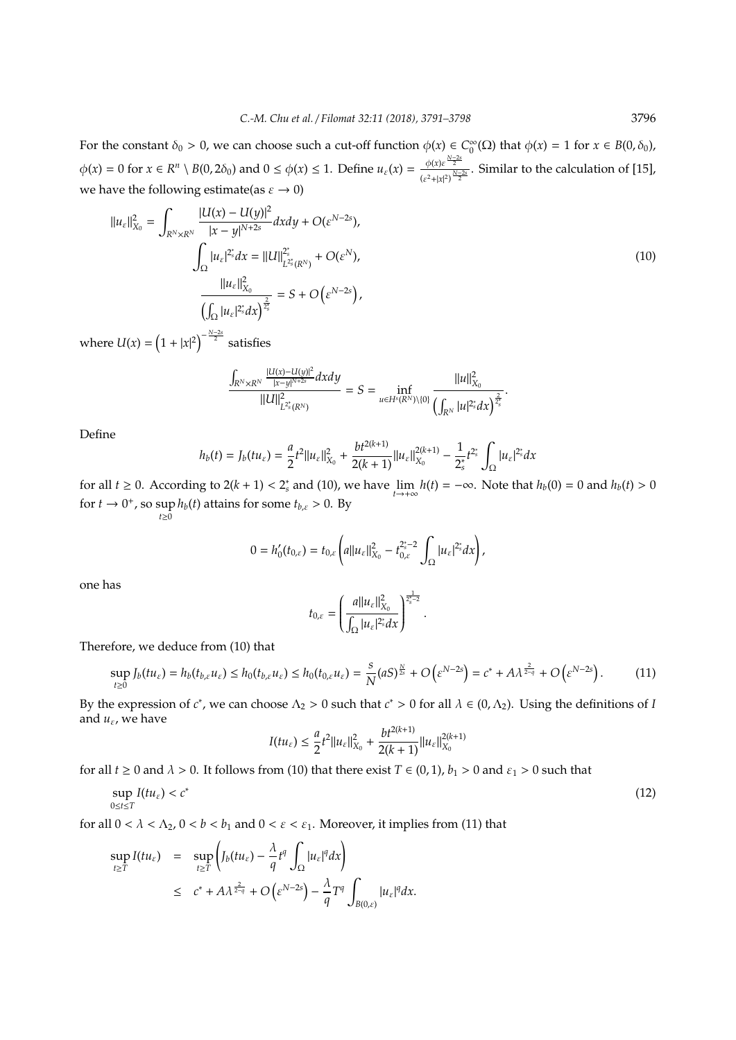For the constant $\delta_0 > 0$, we can choose such a cut-off function $\phi(x) \in C_0^\infty(\Omega)$ that $\phi(x) = 1$ for $x \in B(0, \delta_0)$, $\phi(x) = 0$ for $x \in R^n \setminus B(0, 2\delta_0)$ and $0 \leq \phi(x) \leq 1$. Define $u_\varepsilon(x) = \frac{\phi(x)\varepsilon^{\frac{N-2s}{2}}}{(\varepsilon^2+|x|^2)^{\frac{N-2s}{2}}}$. Similar to the calculation of [15], we have the following estimate(as $\varepsilon \to 0$)

$$
\begin{aligned}
\|u_\varepsilon\|_{X_0}^2 = \int_{R^N\times R^N} \frac{|U(x)-U(y)|^2}{|x-y|^{N+2s}}dxdy + O(\varepsilon^{N-2s}), \\
\int_\Omega |u_\varepsilon|^{2_s^*}dx = \|U\|_{L^{2_s^*}(R^N)}^{2_s^*} + O(\varepsilon^N), \\
\frac{\|u_\varepsilon\|_{X_0}^2}{\left(\int_\Omega |u_\varepsilon|^{2_s^*}dx\right)^{\frac{2}{2_s^*}}} = S + O\left(\varepsilon^{N-2s}\right),
\end{aligned}
\tag{10}
$$

where $U(x) = \left(1+|x|^2\right)^{-\frac{N-2s}{2}}$ satisfies

$$
\frac{\int_{R^N\times R^N} \frac{|U(x)-U(y)|^2}{|x-y|^{N+2s}}dxdy}{\|U\|_{L^{2_s^*}(R^N)}^2} = S = \inf_{u\in H^s(R^N)\setminus\{0\}} \frac{\|u\|_{X_0}^2}{\left(\int_{R^N}|u|^{2_s^*}dx\right)^{\frac{2}{2_s^*}}}.
$$

Define

$$
h_b(t) = J_b(tu_\varepsilon) = \frac{a}{2}t^2\|u_\varepsilon\|_{X_0}^2 + \frac{bt^{2(k+1)}}{2(k+1)}\|u_\varepsilon\|_{X_0}^{2(k+1)} - \frac{1}{2_s^*}t^{2_s^*}\int_\Omega |u_\varepsilon|^{2_s^*}dx
$$

for all $t \geq 0$. According to $2(k+1) < 2_s^*$ and (10), we have $\lim_{t\to+\infty} h(t) = -\infty$. Note that $h_b(0) = 0$ and $h_b(t) > 0$ for $t \to 0^+$, so $\sup_{t\geq 0} h_b(t)$ attains for some $t_{b,\varepsilon} > 0$. By

$$
0 = h_0'(t_{0,\varepsilon}) = t_{0,\varepsilon}\left(a\|u_\varepsilon\|_{X_0}^2 - t_{0,\varepsilon}^{2_s^*-2}\int_\Omega |u_\varepsilon|^{2_s^*}dx\right),
$$

one has

$$
t_{0,\varepsilon} = \left(\frac{a\|u_\varepsilon\|_{X_0}^2}{\int_\Omega |u_\varepsilon|^{2_s^*}dx}\right)^{\frac{1}{2_s^*-2}}.
$$

Therefore, we deduce from (10) that

$$
\sup_{t\geq 0} J_b(tu_\varepsilon) = h_b(t_{b,\varepsilon}u_\varepsilon) \leq h_0(t_{b,\varepsilon}u_\varepsilon) \leq h_0(t_{0,\varepsilon}u_\varepsilon) = \frac{s}{N}(aS)^{\frac{N}{2s}} + O\left(\varepsilon^{N-2s}\right) = c^* + A\lambda^{\frac{2}{2-q}} + O\left(\varepsilon^{N-2s}\right). \tag{11}
$$

By the expression of $c^*$, we can choose $\Lambda_2 > 0$ such that $c^* > 0$ for all $\lambda \in (0, \Lambda_2)$. Using the definitions of $I$ and $u_\varepsilon$, we have

$$
I(tu_\varepsilon) \leq \frac{a}{2}t^2\|u_\varepsilon\|_{X_0}^2 + \frac{bt^{2(k+1)}}{2(k+1)}\|u_\varepsilon\|_{X_0}^{2(k+1)}
$$

for all $t \geq 0$ and $\lambda > 0$. It follows from (10) that there exist $T \in (0,1)$, $b_1 > 0$ and $\varepsilon_1 > 0$ such that

$$
\sup_{0\leq t\leq T} I(tu_\varepsilon) < c^* \tag{12}
$$

for all $0 < \lambda < \Lambda_2$, $0 < b < b_1$ and $0 < \varepsilon < \varepsilon_1$. Moreover, it implies from (11) that

$$
\begin{aligned}
\sup_{t\geq T} I(tu_\varepsilon) &= \sup_{t\geq T}\left(J_b(tu_\varepsilon) - \frac{\lambda}{q}t^q\int_\Omega |u_\varepsilon|^q dx\right) \\
&\leq c^* + A\lambda^{\frac{2}{2-q}} + O\left(\varepsilon^{N-2s}\right) - \frac{\lambda}{q}T^q\int_{B(0,\varepsilon)} |u_\varepsilon|^q dx.
\end{aligned}
$$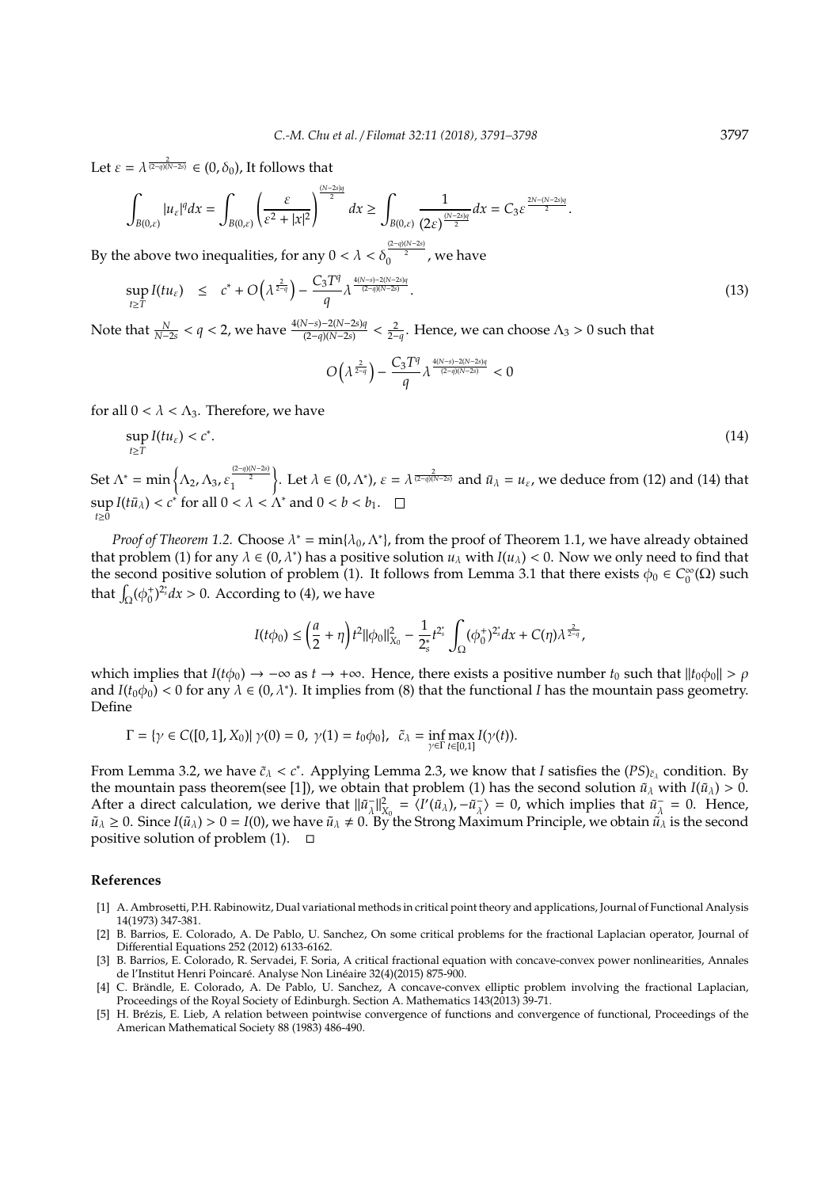Let $\varepsilon = \lambda^{\frac{2}{(2-q)(N-2s)}} \in (0, \delta_0)$, It follows that

$$\int_{B(0,\varepsilon)} |u_\varepsilon|^q dx = \int_{B(0,\varepsilon)} \left(\frac{\varepsilon}{\varepsilon^2 + |x|^2}\right)^{\frac{(N-2s)q}{2}} dx \geq \int_{B(0,\varepsilon)} \frac{1}{(2\varepsilon)^{\frac{(N-2s)q}{2}}} dx = C_3 \varepsilon^{\frac{2N-(N-2s)q}{2}}.$$

By the above two inequalities, for any $0 < \lambda < \delta_0^{\frac{(2-q)(N-2s)}{2}}$, we have

$$\sup_{t \geq T} I(tu_\varepsilon) \leq c^* + O\left(\lambda^{\frac{2}{2-q}}\right) - \frac{C_3 T^q}{q} \lambda^{\frac{4(N-s)-2(N-2s)q}{(2-q)(N-2s)}}. \tag{13}$$

Note that $\frac{N}{N-2s} < q < 2$, we have $\frac{4(N-s)-2(N-2s)q}{(2-q)(N-2s)} < \frac{2}{2-q}$. Hence, we can choose $\Lambda_3 > 0$ such that

$$O\left(\lambda^{\frac{2}{2-q}}\right) - \frac{C_3 T^q}{q} \lambda^{\frac{4(N-s)-2(N-2s)q}{(2-q)(N-2s)}} < 0$$

for all $0 < \lambda < \Lambda_3$. Therefore, we have

$$\sup_{t \geq T} I(tu_\varepsilon) < c^*. \tag{14}$$

Set $\Lambda^* = \min\left\{\Lambda_2, \Lambda_3, \varepsilon_1^{\frac{(2-q)(N-2s)}{2}}\right\}$. Let $\lambda \in (0, \Lambda^*)$, $\varepsilon = \lambda^{\frac{2}{(2-q)(N-2s)}}$ and $\bar{u}_\lambda = u_\varepsilon$, we deduce from (12) and (14) that $\sup_{t\geq 0} I(t\bar{u}_\lambda) < c^*$ for all $0 < \lambda < \Lambda^*$ and $0 < b < b_1$. □

*Proof of Theorem 1.2.* Choose $\lambda^* = \min\{\lambda_0, \Lambda^*\}$, from the proof of Theorem 1.1, we have already obtained that problem (1) for any $\lambda \in (0, \lambda^*)$ has a positive solution $u_\lambda$ with $I(u_\lambda) < 0$. Now we only need to find that the second positive solution of problem (1). It follows from Lemma 3.1 that there exists $\phi_0 \in C_0^\infty(\Omega)$ such that $\int_\Omega (\phi_0^+)^{2_s^*} dx > 0$. According to (4), we have

$$I(t\phi_0) \leq \left(\frac{a}{2} + \eta\right) t^2 \|\phi_0\|_{X_0}^2 - \frac{1}{2_s^*} t^{2_s^*} \int_\Omega (\phi_0^+)^{2_s^*} dx + C(\eta) \lambda^{\frac{2}{2-q}},$$

which implies that $I(t\phi_0) \to -\infty$ as $t \to +\infty$. Hence, there exists a positive number $t_0$ such that $\|t_0\phi_0\| > \rho$ and $I(t_0\phi_0) < 0$ for any $\lambda \in (0, \lambda^*)$. It implies from (8) that the functional $I$ has the mountain pass geometry. Define

$$\Gamma = \{\gamma \in C([0,1], X_0) |\ \gamma(0) = 0,\ \gamma(1) = t_0\phi_0\}, \quad \tilde{c}_\lambda = \inf_{\gamma \in \Gamma} \max_{t \in [0,1]} I(\gamma(t)).$$

From Lemma 3.2, we have $\tilde{c}_\lambda < c^*$. Applying Lemma 2.3, we know that $I$ satisfies the $(PS)_{\tilde{c}_\lambda}$ condition. By the mountain pass theorem(see [1]), we obtain that problem (1) has the second solution $\tilde{u}_\lambda$ with $I(\tilde{u}_\lambda) > 0$. After a direct calculation, we derive that $\|\tilde{u}_\lambda^-\|_{X_0}^2 = \langle I'(\tilde{u}_\lambda), -\tilde{u}_\lambda^- \rangle = 0$, which implies that $\tilde{u}_\lambda^- = 0$. Hence, $\tilde{u}_\lambda \geq 0$. Since $I(\tilde{u}_\lambda) > 0 = I(0)$, we have $\tilde{u}_\lambda \neq 0$. By the Strong Maximum Principle, we obtain $\tilde{u}_\lambda$ is the second positive solution of problem (1). □

## References

[1] A. Ambrosetti, P.H. Rabinowitz, Dual variational methods in critical point theory and applications, Journal of Functional Analysis 14(1973) 347-381.

[2] B. Barrios, E. Colorado, A. De Pablo, U. Sanchez, On some critical problems for the fractional Laplacian operator, Journal of Differential Equations 252 (2012) 6133-6162.

[3] B. Barrios, E. Colorado, R. Servadei, F. Soria, A critical fractional equation with concave-convex power nonlinearities, Annales de l'Institut Henri Poincaré. Analyse Non Linéaire 32(4)(2015) 875-900.

[4] C. Brändle, E. Colorado, A. De Pablo, U. Sanchez, A concave-convex elliptic problem involving the fractional Laplacian, Proceedings of the Royal Society of Edinburgh. Section A. Mathematics 143(2013) 39-71.

[5] H. Brézis, E. Lieb, A relation between pointwise convergence of functions and convergence of functional, Proceedings of the American Mathematical Society 88 (1983) 486-490.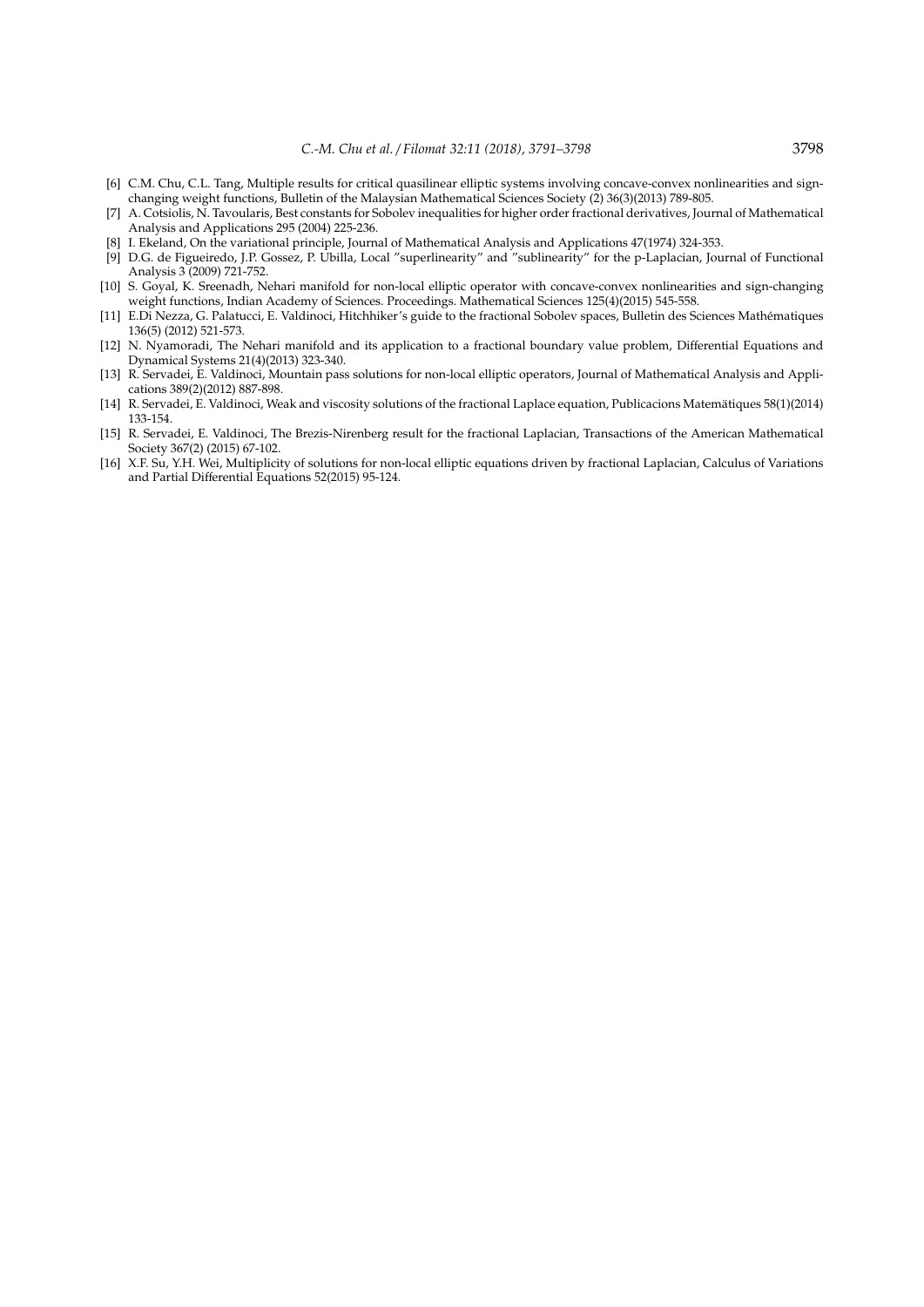[6] C.M. Chu, C.L. Tang, Multiple results for critical quasilinear elliptic systems involving concave-convex nonlinearities and sign-changing weight functions, Bulletin of the Malaysian Mathematical Sciences Society (2) 36(3)(2013) 789-805.

[7] A. Cotsiolis, N. Tavoularis, Best constants for Sobolev inequalities for higher order fractional derivatives, Journal of Mathematical Analysis and Applications 295 (2004) 225-236.

[8] I. Ekeland, On the variational principle, Journal of Mathematical Analysis and Applications 47(1974) 324-353.

[9] D.G. de Figueiredo, J.P. Gossez, P. Ubilla, Local "superlinearity" and "sublinearity" for the p-Laplacian, Journal of Functional Analysis 3 (2009) 721-752.

[10] S. Goyal, K. Sreenadh, Nehari manifold for non-local elliptic operator with concave-convex nonlinearities and sign-changing weight functions, Indian Academy of Sciences. Proceedings. Mathematical Sciences 125(4)(2015) 545-558.

[11] E.Di Nezza, G. Palatucci, E. Valdinoci, Hitchhiker's guide to the fractional Sobolev spaces, Bulletin des Sciences Mathématiques 136(5) (2012) 521-573.

[12] N. Nyamoradi, The Nehari manifold and its application to a fractional boundary value problem, Differential Equations and Dynamical Systems 21(4)(2013) 323-340.

[13] R. Servadei, E. Valdinoci, Mountain pass solutions for non-local elliptic operators, Journal of Mathematical Analysis and Applications 389(2)(2012) 887-898.

[14] R. Servadei, E. Valdinoci, Weak and viscosity solutions of the fractional Laplace equation, Publicacions Matemätiques 58(1)(2014) 133-154.

[15] R. Servadei, E. Valdinoci, The Brezis-Nirenberg result for the fractional Laplacian, Transactions of the American Mathematical Society 367(2) (2015) 67-102.

[16] X.F. Su, Y.H. Wei, Multiplicity of solutions for non-local elliptic equations driven by fractional Laplacian, Calculus of Variations and Partial Differential Equations 52(2015) 95-124.